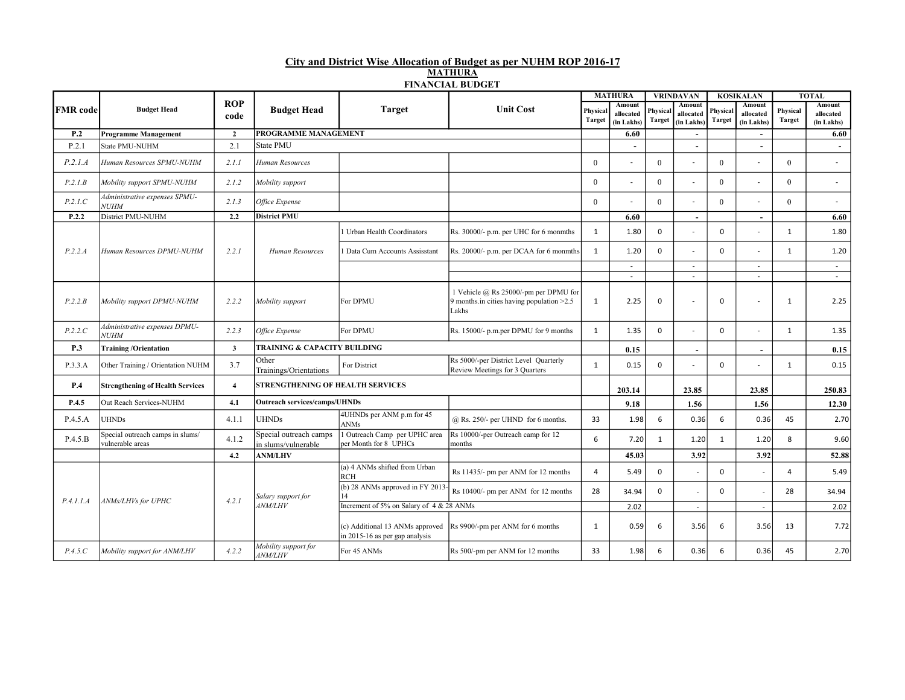## City and District Wise Allocation of Budget as per NUHM ROP 2016-17

### MATHURA

### FINANCIAL BUDGET

| FMR code | Budget Head | ROP code | Budget Head | Target | Unit Cost | MATHURA | | VRINDAVAN | | KOSIKALAN | | TOTAL | |
|---|---|---|---|---|---|---|---|---|---|---|---|---|---|
| | | | | | | Physical Target | Amount allocated (in Lakhs) | Physical Target | Amount allocated (in Lakhs) | Physical Target | Amount allocated (in Lakhs) | Physical Target | Amount allocated (in Lakhs) |
| **P.2** | **Programme Management** | **2** | **PROGRAMME MANAGEMENT** | | | | **6.60** | | **-** | | **-** | | **6.60** |
| P.2.1 | State PMU-NUHM | 2.1 | State PMU | | | | - | | - | | - | | - |
| *P.2.1.A* | *Human Resources SPMU-NUHM* | *2.1.1* | *Human Resources* | | | 0 | - | 0 | - | 0 | - | 0 | - |
| *P.2.1.B* | *Mobility support SPMU-NUHM* | *2.1.2* | *Mobility support* | | | 0 | - | 0 | - | 0 | - | 0 | - |
| *P.2.1.C* | *Administrative expenses SPMU-NUHM* | *2.1.3* | *Office Expense* | | | 0 | - | 0 | - | 0 | - | 0 | - |
| **P.2.2** | District PMU-NUHM | **2.2** | **District PMU** | | | | **6.60** | | **-** | | **-** | | **6.60** |
| *P.2.2.A* | *Human Resources DPMU-NUHM* | *2.2.1* | *Human Resources* | 1 Urban Health Coordinators | Rs. 30000/- p.m. per UHC for 6 monmths | 1 | 1.80 | 0 | - | 0 | - | 1 | 1.80 |
| | | | | 1 Data Cum Accounts Assisstant | Rs. 20000/- p.m. per DCAA for 6 monmths | 1 | 1.20 | 0 | - | 0 | - | 1 | 1.20 |
| | | | | | | | - | | - | | - | | - |
| | | | | | | | - | | - | | - | | - |
| *P.2.2.B* | *Mobility support DPMU-NUHM* | *2.2.2* | *Mobility support* | For DPMU | 1 Vehicle @ Rs 25000/-pm per DPMU for 9 months.in cities having population >2.5 Lakhs | 1 | 2.25 | 0 | - | 0 | - | 1 | 2.25 |
| *P.2.2.C* | *Administrative expenses DPMU-NUHM* | *2.2.3* | *Office Expense* | For DPMU | Rs. 15000/- p.m.per DPMU for 9 months | 1 | 1.35 | 0 | - | 0 | - | 1 | 1.35 |
| **P.3** | **Training /Orientation** | **3** | **TRAINING & CAPACITY BUILDING** | | | | **0.15** | | **-** | | **-** | | **0.15** |
| P.3.3.A | Other Training / Orientation NUHM | 3.7 | Other Trainings/Orientations | For District | Rs 5000/-per District Level Quarterly Review Meetings for 3 Quarters | 1 | 0.15 | 0 | - | 0 | - | 1 | 0.15 |
| **P.4** | **Strengthening of Health Services** | **4** | **STRENGTHENING OF HEALTH SERVICES** | | | | **203.14** | | **23.85** | | **23.85** | | **250.83** |
| **P.4.5** | Out Reach Services-NUHM | **4.1** | **Outreach services/camps/UHNDs** | | | | **9.18** | | **1.56** | | **1.56** | | **12.30** |
| P.4.5.A | UHNDs | 4.1.1 | UHNDs | 4UHNDs per ANM p.m for 45 ANMs | @ Rs. 250/- per UHND for 6 months. | 33 | 1.98 | 6 | 0.36 | 6 | 0.36 | 45 | 2.70 |
| P.4.5.B | Special outreach camps in slums/ vulnerable areas | 4.1.2 | Special outreach camps in slums/vulnerable | 1 Outreach Camp per UPHC area per Month for 8 UPHCs | Rs 10000/-per Outreach camp for 12 months | 6 | 7.20 | 1 | 1.20 | 1 | 1.20 | 8 | 9.60 |
| | | **4.2** | **ANM/LHV** | | | | **45.03** | | **3.92** | | **3.92** | | **52.88** |
| *P.4.1.1.A* | *ANMs/LHVs for UPHC* | *4.2.1* | *Salary support for ANM/LHV* | (a) 4 ANMs shifted from Urban RCH | Rs 11435/- pm per ANM for 12 months | 4 | 5.49 | 0 | - | 0 | - | 4 | 5.49 |
| | | | | (b) 28 ANMs approved in FY 2013-14 | Rs 10400/- pm per ANM for 12 months | 28 | 34.94 | 0 | - | 0 | - | 28 | 34.94 |
| | | | | Increment of 5% on Salary of 4 & 28 ANMs | | | 2.02 | | - | | - | | 2.02 |
| | | | | (c) Additional 13 ANMs approved in 2015-16 as per gap analysis | Rs 9900/-pm per ANM for 6 months | 1 | 0.59 | 6 | 3.56 | 6 | 3.56 | 13 | 7.72 |
| *P.4.5.C* | *Mobility support for ANM/LHV* | *4.2.2* | *Mobility support for ANM/LHV* | For 45 ANMs | Rs 500/-pm per ANM for 12 months | 33 | 1.98 | 6 | 0.36 | 6 | 0.36 | 45 | 2.70 |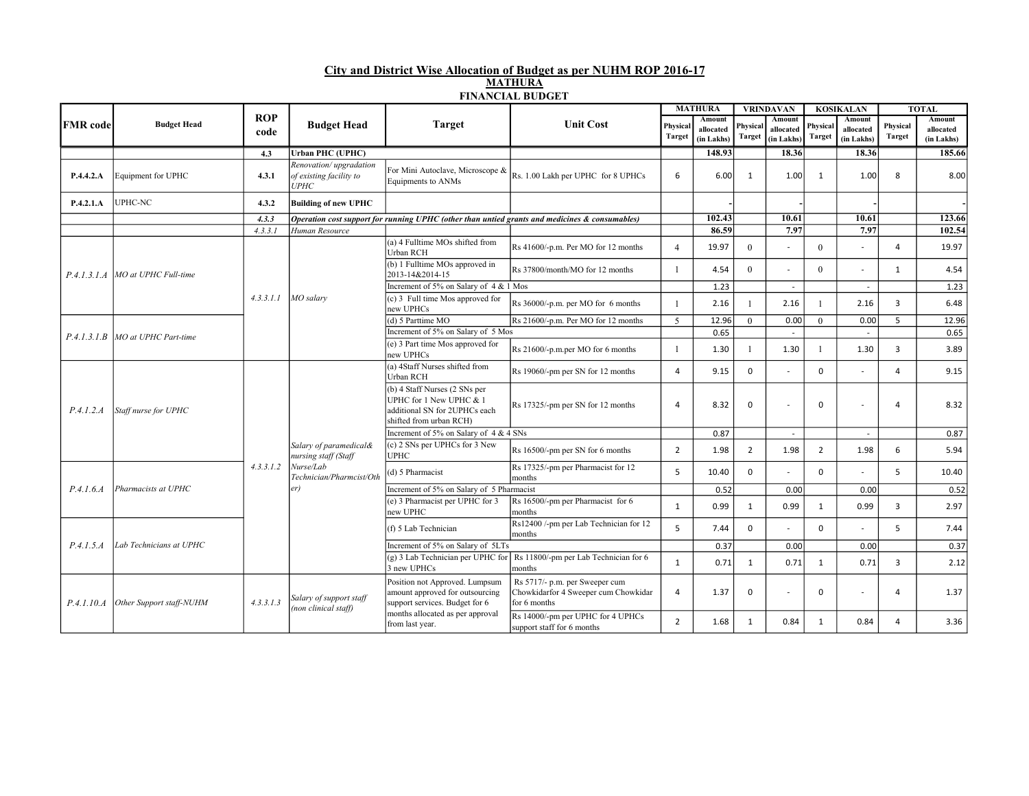# City and District Wise Allocation of Budget as per NUHM ROP 2016-17

## MATHURA

### FINANCIAL BUDGET

| FMR code | Budget Head | ROP code | Budget Head | Target | Unit Cost | MATHURA | | VRINDAVAN | | KOSIKALAN | | TOTAL | |
|---|---|---|---|---|---|---|---|---|---|---|---|---|---|
| | | | | | | Physical Target | Amount allocated (in Lakhs) | Physical Target | Amount allocated (in Lakhs) | Physical Target | Amount allocated (in Lakhs) | Physical Target | Amount allocated (in Lakhs) |
| | | 4.3 | **Urban PHC (UPHC)** | | | | **148.93** | | **18.36** | | **18.36** | | **185.66** |
| **P.4.4.2.A** | Equipment for UPHC | **4.3.1** | *Renovation/ upgradation of existing facility to UPHC* | For Mini Autoclave, Microscope & Equipments to ANMs | Rs. 1.00 Lakh per UPHC for 8 UPHCs | 6 | 6.00 | 1 | 1.00 | 1 | 1.00 | 8 | 8.00 |
| **P.4.2.1.A** | UPHC-NC | **4.3.2** | **Building of new UPHC** | | | | - | | - | | - | | - |
| | | *4.3.3* | ***Operation cost support for running UPHC (other than untied grants and medicines & consumables)*** | | | | **102.43** | | **10.61** | | **10.61** | | **123.66** |
| | | *4.3.3.1* | *Human Resource* | | | | **86.59** | | **7.97** | | **7.97** | | **102.54** |
| *P.4.1.3.1.A* | *MO at UPHC Full-time* | *4.3.3.1.1* | *MO salary* | (a) 4 Fulltime MOs shifted from Urban RCH | Rs 41600/-p.m. Per MO for 12 months | 4 | 19.97 | 0 | - | 0 | - | 4 | 19.97 |
| | | | | (b) 1 Fulltime MOs approved in 2013-14&2014-15 | Rs 37800/month/MO for 12 months | 1 | 4.54 | 0 | - | 0 | - | 1 | 4.54 |
| | | | | Increment of 5% on Salary of 4 & 1 Mos | | | 1.23 | | - | | - | | 1.23 |
| | | | | (c) 3 Full time Mos approved for new UPHCs | Rs 36000/-p.m. per MO for 6 months | 1 | 2.16 | 1 | 2.16 | 1 | 2.16 | 3 | 6.48 |
| *P.4.1.3.1.B* | *MO at UPHC Part-time* | | | (d) 5 Parttime MO | Rs 21600/-p.m. Per MO for 12 months | 5 | 12.96 | 0 | 0.00 | 0 | 0.00 | 5 | 12.96 |
| | | | | Increment of 5% on Salary of 5 Mos | | | 0.65 | | - | | - | | 0.65 |
| | | | | (e) 3 Part time Mos approved for new UPHCs | Rs 21600/-p.m.per MO for 6 months | 1 | 1.30 | 1 | 1.30 | 1 | 1.30 | 3 | 3.89 |
| *P.4.1.2.A* | *Staff nurse for UPHC* | *4.3.3.1.2* | *Salary of paramedical& nursing staff (Staff Nurse/Lab Technician/Pharmcist/Other)* | (a) 4Staff Nurses shifted from Urban RCH | Rs 19060/-pm per SN for 12 months | 4 | 9.15 | 0 | - | 0 | - | 4 | 9.15 |
| | | | | (b) 4 Staff Nurses (2 SNs per UPHC for 1 New UPHC & 1 additional SN for 2UPHCs each shifted from urban RCH) | Rs 17325/-pm per SN for 12 months | 4 | 8.32 | 0 | - | 0 | - | 4 | 8.32 |
| | | | | Increment of 5% on Salary of 4 & 4 SNs | | | 0.87 | | - | | - | | 0.87 |
| | | | | (c) 2 SNs per UPHCs for 3 New UPHC | Rs 16500/-pm per SN for 6 months | 2 | 1.98 | 2 | 1.98 | 2 | 1.98 | 6 | 5.94 |
| *P.4.1.6.A* | *Pharmacists at UPHC* | | | (d) 5 Pharmacist | Rs 17325/-pm per Pharmacist for 12 months | 5 | 10.40 | 0 | - | 0 | - | 5 | 10.40 |
| | | | | Increment of 5% on Salary of 5 Pharmacist | | | 0.52 | | 0.00 | | 0.00 | | 0.52 |
| | | | | (e) 3 Pharmacist per UPHC for 3 new UPHC | Rs 16500/-pm per Pharmacist for 6 months | 1 | 0.99 | 1 | 0.99 | 1 | 0.99 | 3 | 2.97 |
| *P.4.1.5.A* | *Lab Technicians at UPHC* | | | (f) 5 Lab Technician | Rs12400 /-pm per Lab Technician for 12 months | 5 | 7.44 | 0 | - | 0 | - | 5 | 7.44 |
| | | | | Increment of 5% on Salary of 5LTs | | | 0.37 | | 0.00 | | 0.00 | | 0.37 |
| | | | | (g) 3 Lab Technician per UPHC for 3 new UPHCs | Rs 11800/-pm per Lab Technician for 6 months | 1 | 0.71 | 1 | 0.71 | 1 | 0.71 | 3 | 2.12 |
| *P.4.1.10.A* | *Other Support staff-NUHM* | *4.3.3.1.3* | *Salary of support staff (non clinical staff)* | Position not Approved. Lumpsum amount approved for outsourcing support services. Budget for 6 months allocated as per approval from last year. | Rs 5717/- p.m. per Sweeper cum Chowkidarfor 4 Sweeper cum Chowkidar for 6 months | 4 | 1.37 | 0 | - | 0 | - | 4 | 1.37 |
| | | | | | Rs 14000/-pm per UPHC for 4 UPHCs support staff for 6 months | 2 | 1.68 | 1 | 0.84 | 1 | 0.84 | 4 | 3.36 |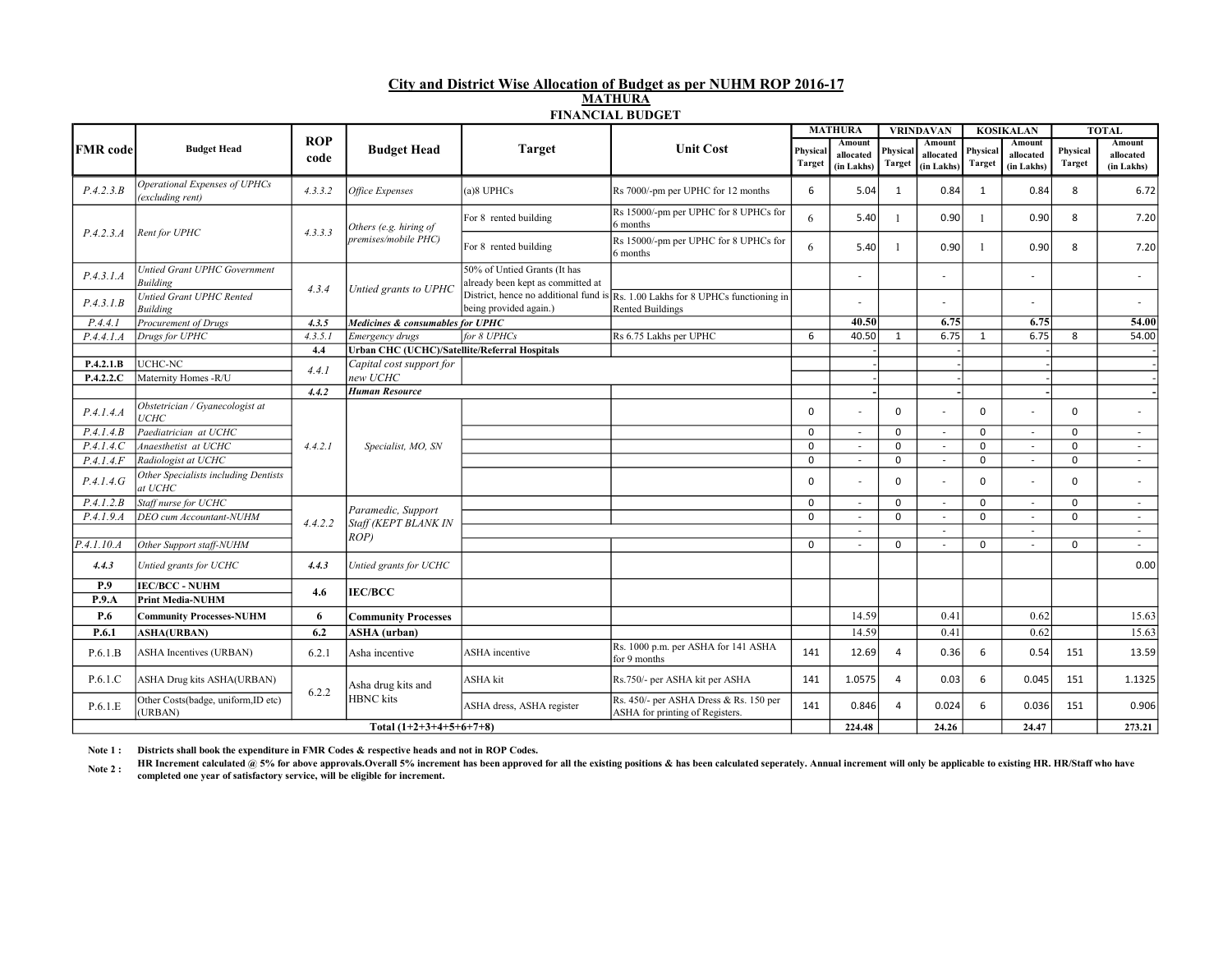## City and District Wise Allocation of Budget as per NUHM ROP 2016-17

### MATHURA

### FINANCIAL BUDGET

| FMR code | Budget Head | ROP code | Budget Head | Target | Unit Cost | MATHURA | | VRINDAVAN | | KOSIKALAN | | TOTAL | |
|---|---|---|---|---|---|---|---|---|---|---|---|---|---|
| | | | | | | Physical Target | Amount allocated (in Lakhs) | Physical Target | Amount allocated (in Lakhs) | Physical Target | Amount allocated (in Lakhs) | Physical Target | Amount allocated (in Lakhs) |
| *P.4.2.3.B* | *Operational Expenses of UPHCs (excluding rent)* | *4.3.3.2* | *Office Expenses* | (a)8 UPHCs | Rs 7000/-pm per UPHC for 12 months | 6 | 5.04 | 1 | 0.84 | 1 | 0.84 | 8 | 6.72 |
| *P.4.2.3.A* | *Rent for UPHC* | *4.3.3.3* | *Others (e.g. hiring of premises/mobile PHC)* | For 8 rented building | Rs 15000/-pm per UPHC for 8 UPHCs for 6 months | 6 | 5.40 | 1 | 0.90 | 1 | 0.90 | 8 | 7.20 |
| | | | | For 8 rented building | Rs 15000/-pm per UPHC for 8 UPHCs for 6 months | 6 | 5.40 | 1 | 0.90 | 1 | 0.90 | 8 | 7.20 |
| *P.4.3.1.A* | *Untied Grant UPHC Government Building* | *4.3.4* | *Untied grants to UPHC* | 50% of Untied Grants (It has already been kept as committed at District, hence no additional fund is being provided again.) | Rs. 1.00 Lakhs for 8 UPHCs functioning in Rented Buildings | | - | | - | | - | | - |
| *P.4.3.1.B* | *Untied Grant UPHC Rented Building* | | | | | | - | | - | | - | | - |
| *P.4.4.1* | *Procurement of Drugs* | ***4.3.5*** | ***Medicines & consumables for UPHC*** | | | | **40.50** | | **6.75** | | **6.75** | | **54.00** |
| *P.4.4.1.A* | *Drugs for UPHC* | *4.3.5.1* | *Emergency drugs* | *for 8 UPHCs* | Rs 6.75 Lakhs per UPHC | 6 | 40.50 | 1 | 6.75 | 1 | 6.75 | 8 | 54.00 |
| | | **4.4** | **Urban CHC (UCHC)/Satellite/Referral Hospitals** | | | | - | | - | | - | | - |
| **P.4.2.1.B** | UCHC-NC | *4.4.1* | *Capital cost support for new UCHC* | | | | - | | - | | - | | - |
| **P.4.2.2.C** | Maternity Homes -R/U | | | | | | - | | - | | - | | - |
| | | ***4.4.2*** | ***Human Resource*** | | | | - | | - | | - | | - |
| *P.4.1.4.A* | *Obstetrician / Gyanecologist at UCHC* | *4.4.2.1* | *Specialist, MO, SN* | | | 0 | - | 0 | - | 0 | - | 0 | - |
| *P.4.1.4.B* | *Paediatrician at UCHC* | | | | | 0 | - | 0 | - | 0 | - | 0 | - |
| *P.4.1.4.C* | *Anaesthetist at UCHC* | | | | | 0 | - | 0 | - | 0 | - | 0 | - |
| *P.4.1.4.F* | *Radiologist at UCHC* | | | | | 0 | - | 0 | - | 0 | - | 0 | - |
| *P.4.1.4.G* | *Other Specialists including Dentists at UCHC* | | | | | 0 | - | 0 | - | 0 | - | 0 | - |
| *P.4.1.2.B* | *Staff nurse for UCHC* | *4.4.2.2* | *Paramedic, Support Staff (KEPT BLANK IN ROP)* | | | 0 | - | 0 | - | 0 | - | 0 | - |
| *P.4.1.9.A* | *DEO cum Accountant-NUHM* | | | | | 0 | - | 0 | - | 0 | - | 0 | - |
| | | | | | | | - | | - | | - | | - |
| *P.4.1.10.A* | *Other Support staff-NUHM* | | | | | 0 | - | 0 | - | 0 | - | 0 | - |
| ***4.4.3*** | *Untied grants for UCHC* | ***4.4.3*** | *Untied grants for UCHC* | | | | | | | | | | 0.00 |
| **P.9** | **IEC/BCC - NUHM** | **4.6** | **IEC/BCC** | | | | | | | | | | |
| **P.9.A** | **Print Media-NUHM** | | | | | | | | | | | | |
| **P.6** | **Community Processes-NUHM** | **6** | **Community Processes** | | | | 14.59 | | 0.41 | | 0.62 | | 15.63 |
| **P.6.1** | **ASHA(URBAN)** | **6.2** | **ASHA (urban)** | | | | 14.59 | | 0.41 | | 0.62 | | 15.63 |
| P.6.1.B | ASHA Incentives (URBAN) | 6.2.1 | Asha incentive | ASHA incentive | Rs. 1000 p.m. per ASHA for 141 ASHA for 9 months | 141 | 12.69 | 4 | 0.36 | 6 | 0.54 | 151 | 13.59 |
| P.6.1.C | ASHA Drug kits ASHA(URBAN) | 6.2.2 | Asha drug kits and HBNC kits | ASHA kit | Rs.750/- per ASHA kit per ASHA | 141 | 1.0575 | 4 | 0.03 | 6 | 0.045 | 151 | 1.1325 |
| P.6.1.E | Other Costs(badge, uniform,ID etc) (URBAN) | | | ASHA dress, ASHA register | Rs. 450/- per ASHA Dress & Rs. 150 per ASHA for printing of Registers. | 141 | 0.846 | 4 | 0.024 | 6 | 0.036 | 151 | 0.906 |
| | | | **Total (1+2+3+4+5+6+7+8)** | | | | **224.48** | | **24.26** | | **24.47** | | **273.21** |

**Note 1 :** **Districts shall book the expenditure in FMR Codes & respective heads and not in ROP Codes.**

**Note 2 :** **HR Increment calculated @ 5% for above approvals.Overall 5% increment has been approved for all the existing positions & has been calculated seperately. Annual increment will only be applicable to existing HR. HR/Staff who have completed one year of satisfactory service, will be eligible for increment.**